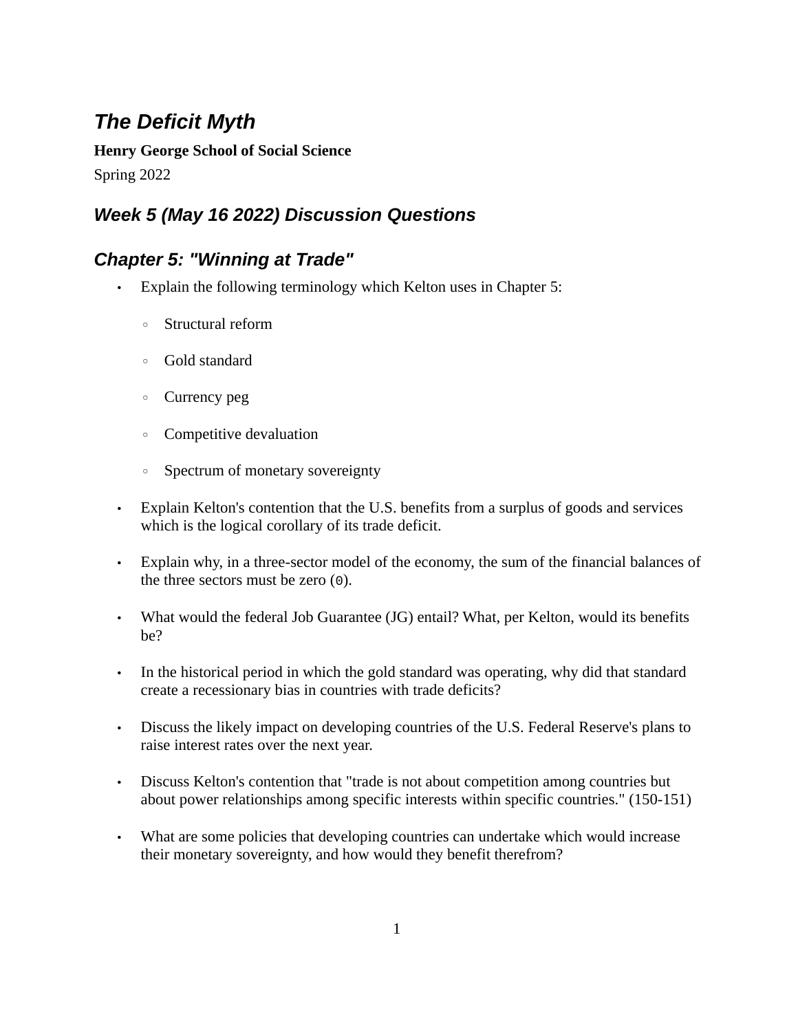# *The Deficit Myth*

**Henry George School of Social Science**

Spring 2022

## *Week 5 (May 16 2022) Discussion Questions*

## *Chapter 5: "Winning at Trade"*

- Explain the following terminology which Kelton uses in Chapter 5:
    - Structural reform
    - Gold standard
    - Currency peg
    - Competitive devaluation
    - Spectrum of monetary sovereignty
- Explain Kelton's contention that the U.S. benefits from a surplus of goods and services which is the logical corollary of its trade deficit.
- Explain why, in a three-sector model of the economy, the sum of the financial balances of the three sectors must be zero (`0`).
- What would the federal Job Guarantee (JG) entail? What, per Kelton, would its benefits be?
- In the historical period in which the gold standard was operating, why did that standard create a recessionary bias in countries with trade deficits?
- Discuss the likely impact on developing countries of the U.S. Federal Reserve's plans to raise interest rates over the next year.
- Discuss Kelton's contention that "trade is not about competition among countries but about power relationships among specific interests within specific countries." (150-151)
- What are some policies that developing countries can undertake which would increase their monetary sovereignty, and how would they benefit therefrom?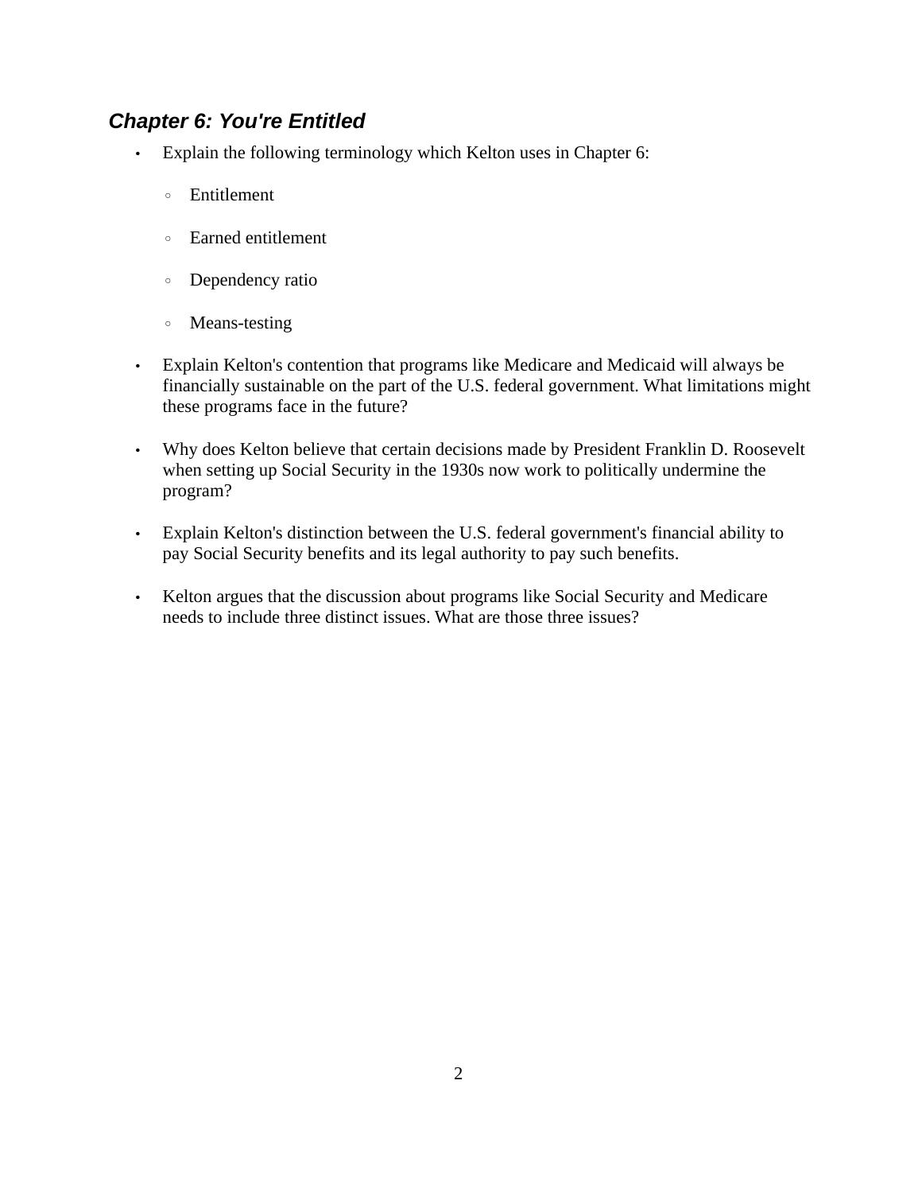### *Chapter 6: You're Entitled*

- Explain the following terminology which Kelton uses in Chapter 6:
  - Entitlement
  - Earned entitlement
  - Dependency ratio
  - Means-testing
- Explain Kelton's contention that programs like Medicare and Medicaid will always be financially sustainable on the part of the U.S. federal government. What limitations might these programs face in the future?
- Why does Kelton believe that certain decisions made by President Franklin D. Roosevelt when setting up Social Security in the 1930s now work to politically undermine the program?
- Explain Kelton's distinction between the U.S. federal government's financial ability to pay Social Security benefits and its legal authority to pay such benefits.
- Kelton argues that the discussion about programs like Social Security and Medicare needs to include three distinct issues. What are those three issues?